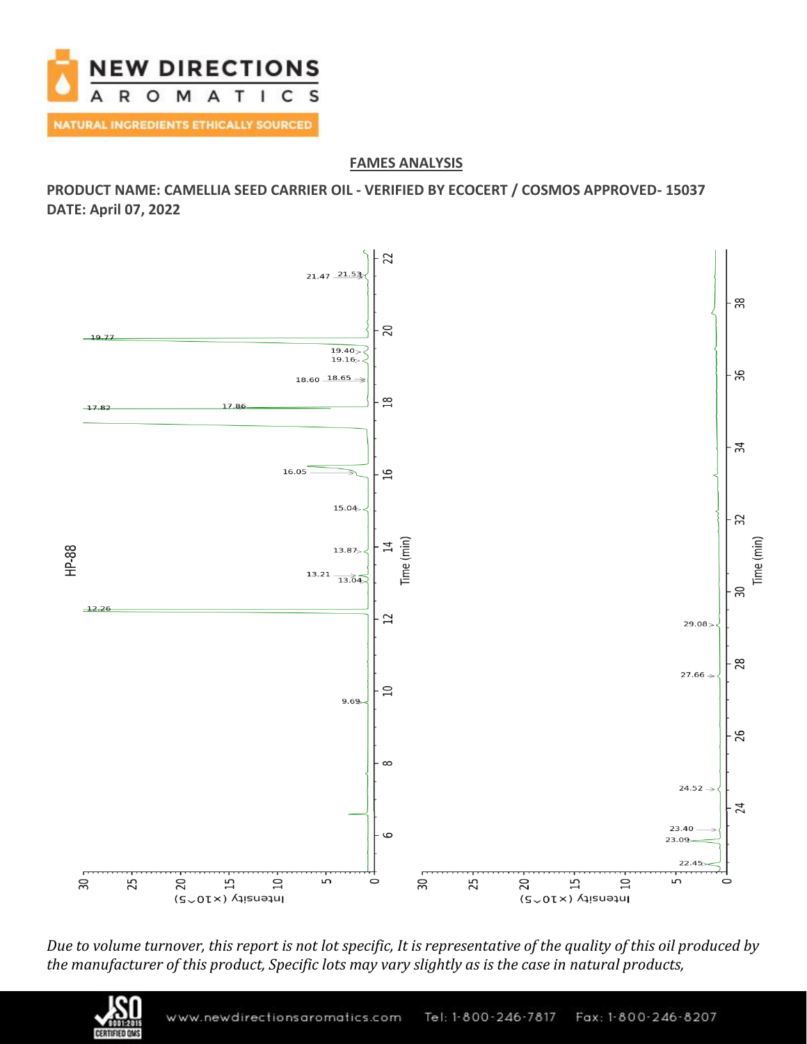## FAMES ANALYSIS

**PRODUCT NAME: CAMELLIA SEED CARRIER OIL - VERIFIED BY ECOCERT / COSMOS APPROVED- 15037**
**DATE: April 07, 2022**

HP-88

Time (min)

Intensity (×10^5)

Peaks: 9.69, 12.26, 13.04, 13.21, 13.87, 15.04, 16.05, 17.82, 17.86, 18.60, 18.65, 19.16, 19.40, 19.77, 21.47, 21.53, 22.45, 23.09, 23.40, 24.52, 27.66, 29.08

*Due to volume turnover, this report is not lot specific, It is representative of the quality of this oil produced by the manufacturer of this product, Specific lots may vary slightly as is the case in natural products,*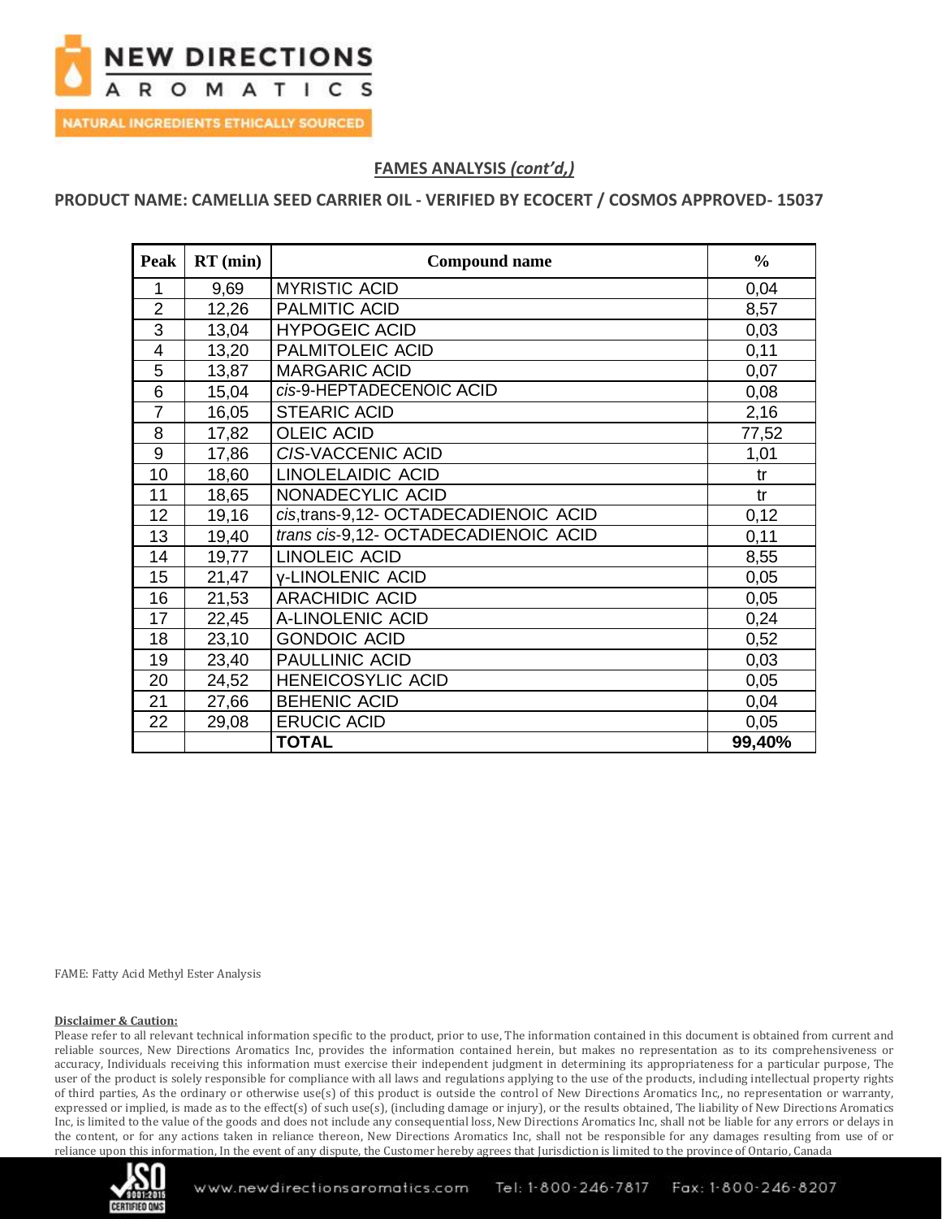## FAMES ANALYSIS *(cont'd,)*

**PRODUCT NAME: CAMELLIA SEED CARRIER OIL - VERIFIED BY ECOCERT / COSMOS APPROVED- 15037**

| Peak | RT (min) | Compound name | % |
|---|---|---|---|
| 1 | 9,69 | MYRISTIC ACID | 0,04 |
| 2 | 12,26 | PALMITIC ACID | 8,57 |
| 3 | 13,04 | HYPOGEIC ACID | 0,03 |
| 4 | 13,20 | PALMITOLEIC ACID | 0,11 |
| 5 | 13,87 | MARGARIC ACID | 0,07 |
| 6 | 15,04 | *cis*-9-HEPTADECENOIC ACID | 0,08 |
| 7 | 16,05 | STEARIC ACID | 2,16 |
| 8 | 17,82 | OLEIC ACID | 77,52 |
| 9 | 17,86 | *CIS*-VACCENIC ACID | 1,01 |
| 10 | 18,60 | LINOLELAIDIC ACID | tr |
| 11 | 18,65 | NONADECYLIC ACID | tr |
| 12 | 19,16 | *cis*,trans-9,12- OCTADECADIENOIC ACID | 0,12 |
| 13 | 19,40 | *trans cis*-9,12- OCTADECADIENOIC ACID | 0,11 |
| 14 | 19,77 | LINOLEIC ACID | 8,55 |
| 15 | 21,47 | γ-LINOLENIC ACID | 0,05 |
| 16 | 21,53 | ARACHIDIC ACID | 0,05 |
| 17 | 22,45 | A-LINOLENIC ACID | 0,24 |
| 18 | 23,10 | GONDOIC ACID | 0,52 |
| 19 | 23,40 | PAULLINIC ACID | 0,03 |
| 20 | 24,52 | HENEICOSYLIC ACID | 0,05 |
| 21 | 27,66 | BEHENIC ACID | 0,04 |
| 22 | 29,08 | ERUCIC ACID | 0,05 |
| | | **TOTAL** | **99,40%** |

FAME: Fatty Acid Methyl Ester Analysis

**Disclaimer & Caution:**

Please refer to all relevant technical information specific to the product, prior to use, The information contained in this document is obtained from current and reliable sources, New Directions Aromatics Inc, provides the information contained herein, but makes no representation as to its comprehensiveness or accuracy, Individuals receiving this information must exercise their independent judgment in determining its appropriateness for a particular purpose, The user of the product is solely responsible for compliance with all laws and regulations applying to the use of the products, including intellectual property rights of third parties, As the ordinary or otherwise use(s) of this product is outside the control of New Directions Aromatics Inc,, no representation or warranty, expressed or implied, is made as to the effect(s) of such use(s), (including damage or injury), or the results obtained, The liability of New Directions Aromatics Inc, is limited to the value of the goods and does not include any consequential loss, New Directions Aromatics Inc, shall not be liable for any errors or delays in the content, or for any actions taken in reliance thereon, New Directions Aromatics Inc, shall not be responsible for any damages resulting from use of or reliance upon this information, In the event of any dispute, the Customer hereby agrees that Jurisdiction is limited to the province of Ontario, Canada